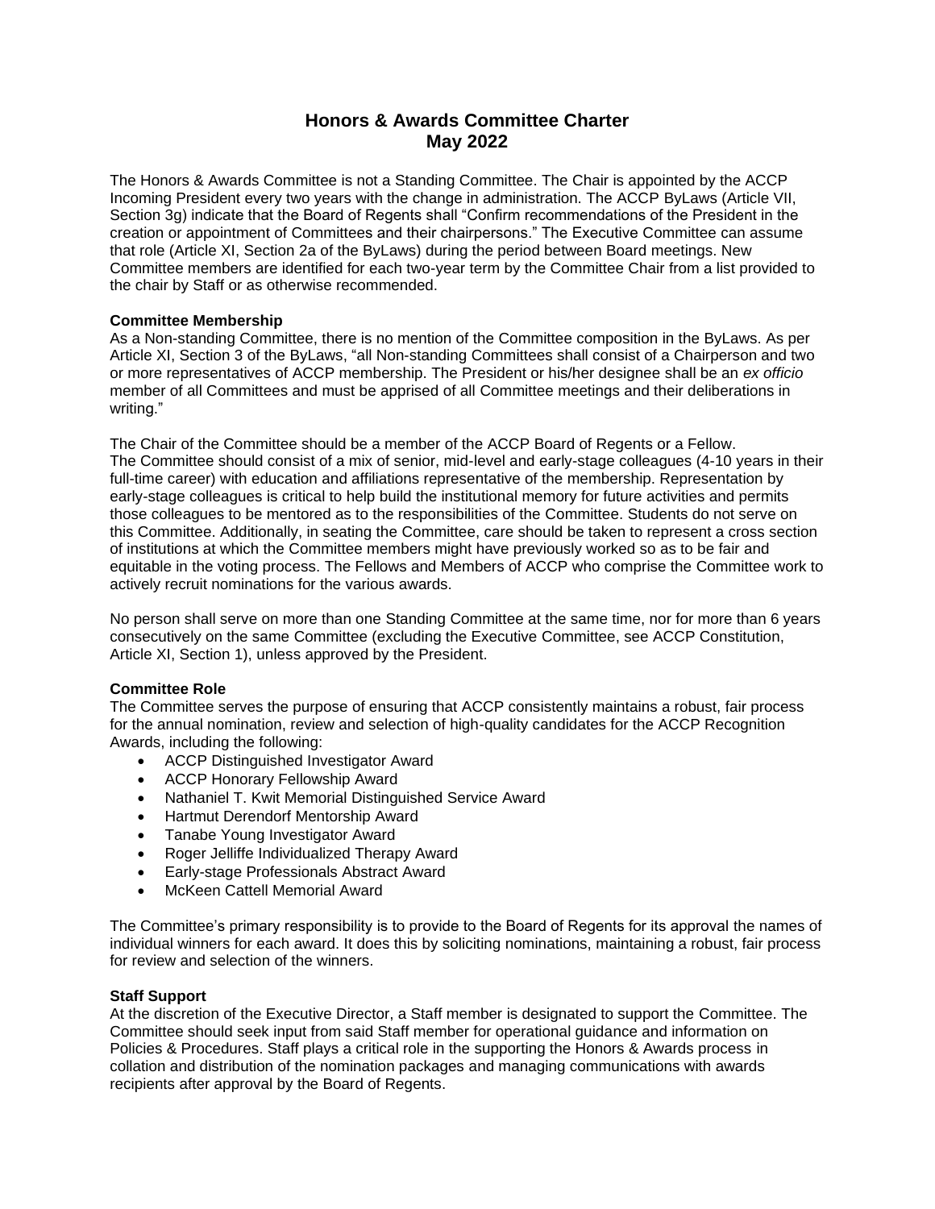# Honors & Awards Committee Charter
# May 2022

The Honors & Awards Committee is not a Standing Committee. The Chair is appointed by the ACCP Incoming President every two years with the change in administration. The ACCP ByLaws (Article VII, Section 3g) indicate that the Board of Regents shall "Confirm recommendations of the President in the creation or appointment of Committees and their chairpersons." The Executive Committee can assume that role (Article XI, Section 2a of the ByLaws) during the period between Board meetings. New Committee members are identified for each two-year term by the Committee Chair from a list provided to the chair by Staff or as otherwise recommended.

**Committee Membership**

As a Non-standing Committee, there is no mention of the Committee composition in the ByLaws. As per Article XI, Section 3 of the ByLaws, "all Non-standing Committees shall consist of a Chairperson and two or more representatives of ACCP membership. The President or his/her designee shall be an *ex officio* member of all Committees and must be apprised of all Committee meetings and their deliberations in writing."

The Chair of the Committee should be a member of the ACCP Board of Regents or a Fellow. The Committee should consist of a mix of senior, mid-level and early-stage colleagues (4-10 years in their full-time career) with education and affiliations representative of the membership. Representation by early-stage colleagues is critical to help build the institutional memory for future activities and permits those colleagues to be mentored as to the responsibilities of the Committee. Students do not serve on this Committee. Additionally, in seating the Committee, care should be taken to represent a cross section of institutions at which the Committee members might have previously worked so as to be fair and equitable in the voting process. The Fellows and Members of ACCP who comprise the Committee work to actively recruit nominations for the various awards.

No person shall serve on more than one Standing Committee at the same time, nor for more than 6 years consecutively on the same Committee (excluding the Executive Committee, see ACCP Constitution, Article XI, Section 1), unless approved by the President.

**Committee Role**

The Committee serves the purpose of ensuring that ACCP consistently maintains a robust, fair process for the annual nomination, review and selection of high-quality candidates for the ACCP Recognition Awards, including the following:

- ACCP Distinguished Investigator Award
- ACCP Honorary Fellowship Award
- Nathaniel T. Kwit Memorial Distinguished Service Award
- Hartmut Derendorf Mentorship Award
- Tanabe Young Investigator Award
- Roger Jelliffe Individualized Therapy Award
- Early-stage Professionals Abstract Award
- McKeen Cattell Memorial Award

The Committee's primary responsibility is to provide to the Board of Regents for its approval the names of individual winners for each award. It does this by soliciting nominations, maintaining a robust, fair process for review and selection of the winners.

**Staff Support**

At the discretion of the Executive Director, a Staff member is designated to support the Committee. The Committee should seek input from said Staff member for operational guidance and information on Policies & Procedures. Staff plays a critical role in the supporting the Honors & Awards process in collation and distribution of the nomination packages and managing communications with awards recipients after approval by the Board of Regents.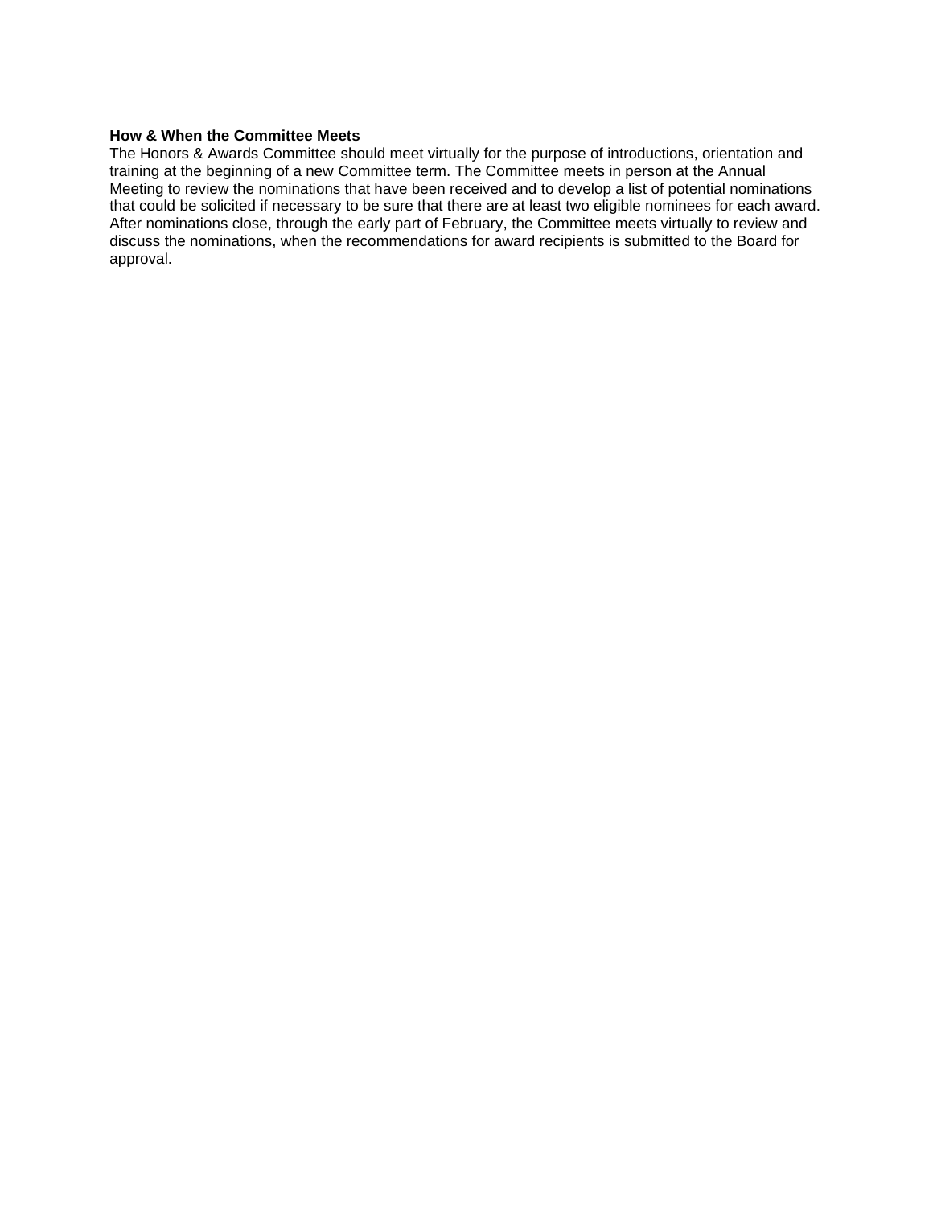**How & When the Committee Meets**

The Honors & Awards Committee should meet virtually for the purpose of introductions, orientation and training at the beginning of a new Committee term. The Committee meets in person at the Annual Meeting to review the nominations that have been received and to develop a list of potential nominations that could be solicited if necessary to be sure that there are at least two eligible nominees for each award. After nominations close, through the early part of February, the Committee meets virtually to review and discuss the nominations, when the recommendations for award recipients is submitted to the Board for approval.